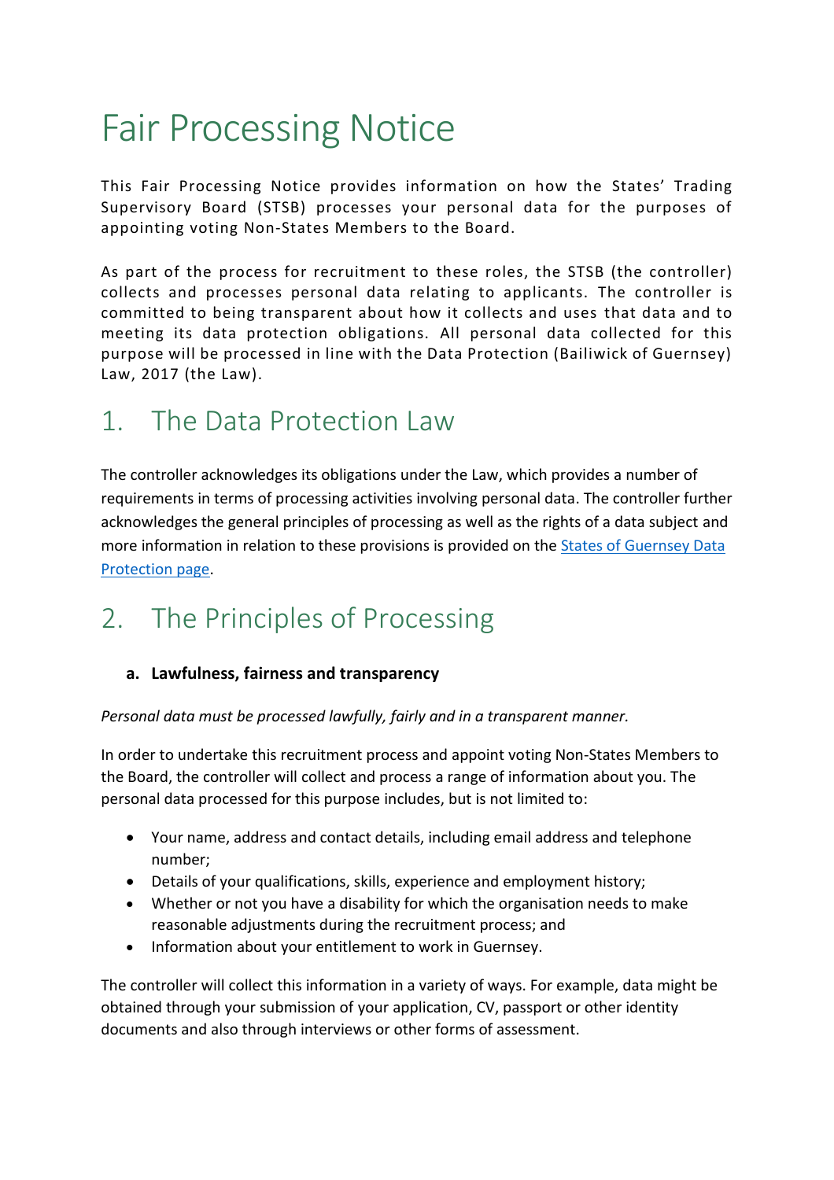# Fair Processing Notice

This Fair Processing Notice provides information on how the States' Trading Supervisory Board (STSB) processes your personal data for the purposes of appointing voting Non-States Members to the Board.

As part of the process for recruitment to these roles, the STSB (the controller) collects and processes personal data relating to applicants. The controller is committed to being transparent about how it collects and uses that data and to meeting its data protection obligations. All personal data collected for this purpose will be processed in line with the Data Protection (Bailiwick of Guernsey) Law, 2017 (the Law).

## 1. The Data Protection Law

The controller acknowledges its obligations under the Law, which provides a number of requirements in terms of processing activities involving personal data. The controller further acknowledges the general principles of processing as well as the rights of a data subject and more information in relation to these provisions is provided on the States of Guernsey Data Protection page.

## 2. The Principles of Processing

### a. Lawfulness, fairness and transparency

*Personal data must be processed lawfully, fairly and in a transparent manner.*

In order to undertake this recruitment process and appoint voting Non-States Members to the Board, the controller will collect and process a range of information about you. The personal data processed for this purpose includes, but is not limited to:

- Your name, address and contact details, including email address and telephone number;
- Details of your qualifications, skills, experience and employment history;
- Whether or not you have a disability for which the organisation needs to make reasonable adjustments during the recruitment process; and
- Information about your entitlement to work in Guernsey.

The controller will collect this information in a variety of ways. For example, data might be obtained through your submission of your application, CV, passport or other identity documents and also through interviews or other forms of assessment.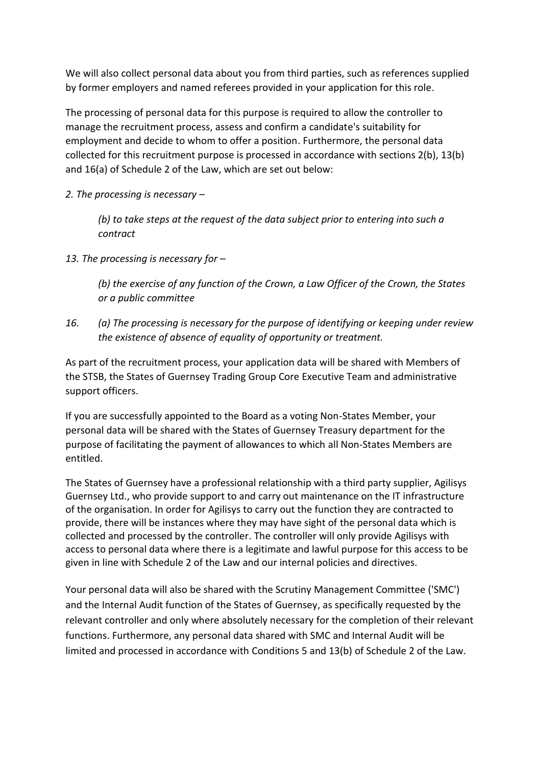We will also collect personal data about you from third parties, such as references supplied by former employers and named referees provided in your application for this role.

The processing of personal data for this purpose is required to allow the controller to manage the recruitment process, assess and confirm a candidate's suitability for employment and decide to whom to offer a position. Furthermore, the personal data collected for this recruitment purpose is processed in accordance with sections 2(b), 13(b) and 16(a) of Schedule 2 of the Law, which are set out below:

*2. The processing is necessary –*

> *(b) to take steps at the request of the data subject prior to entering into such a contract*

*13. The processing is necessary for –*

> *(b) the exercise of any function of the Crown, a Law Officer of the Crown, the States or a public committee*

*16. (a) The processing is necessary for the purpose of identifying or keeping under review the existence of absence of equality of opportunity or treatment.*

As part of the recruitment process, your application data will be shared with Members of the STSB, the States of Guernsey Trading Group Core Executive Team and administrative support officers.

If you are successfully appointed to the Board as a voting Non-States Member, your personal data will be shared with the States of Guernsey Treasury department for the purpose of facilitating the payment of allowances to which all Non-States Members are entitled.

The States of Guernsey have a professional relationship with a third party supplier, Agilisys Guernsey Ltd., who provide support to and carry out maintenance on the IT infrastructure of the organisation. In order for Agilisys to carry out the function they are contracted to provide, there will be instances where they may have sight of the personal data which is collected and processed by the controller. The controller will only provide Agilisys with access to personal data where there is a legitimate and lawful purpose for this access to be given in line with Schedule 2 of the Law and our internal policies and directives.

Your personal data will also be shared with the Scrutiny Management Committee ('SMC') and the Internal Audit function of the States of Guernsey, as specifically requested by the relevant controller and only where absolutely necessary for the completion of their relevant functions. Furthermore, any personal data shared with SMC and Internal Audit will be limited and processed in accordance with Conditions 5 and 13(b) of Schedule 2 of the Law.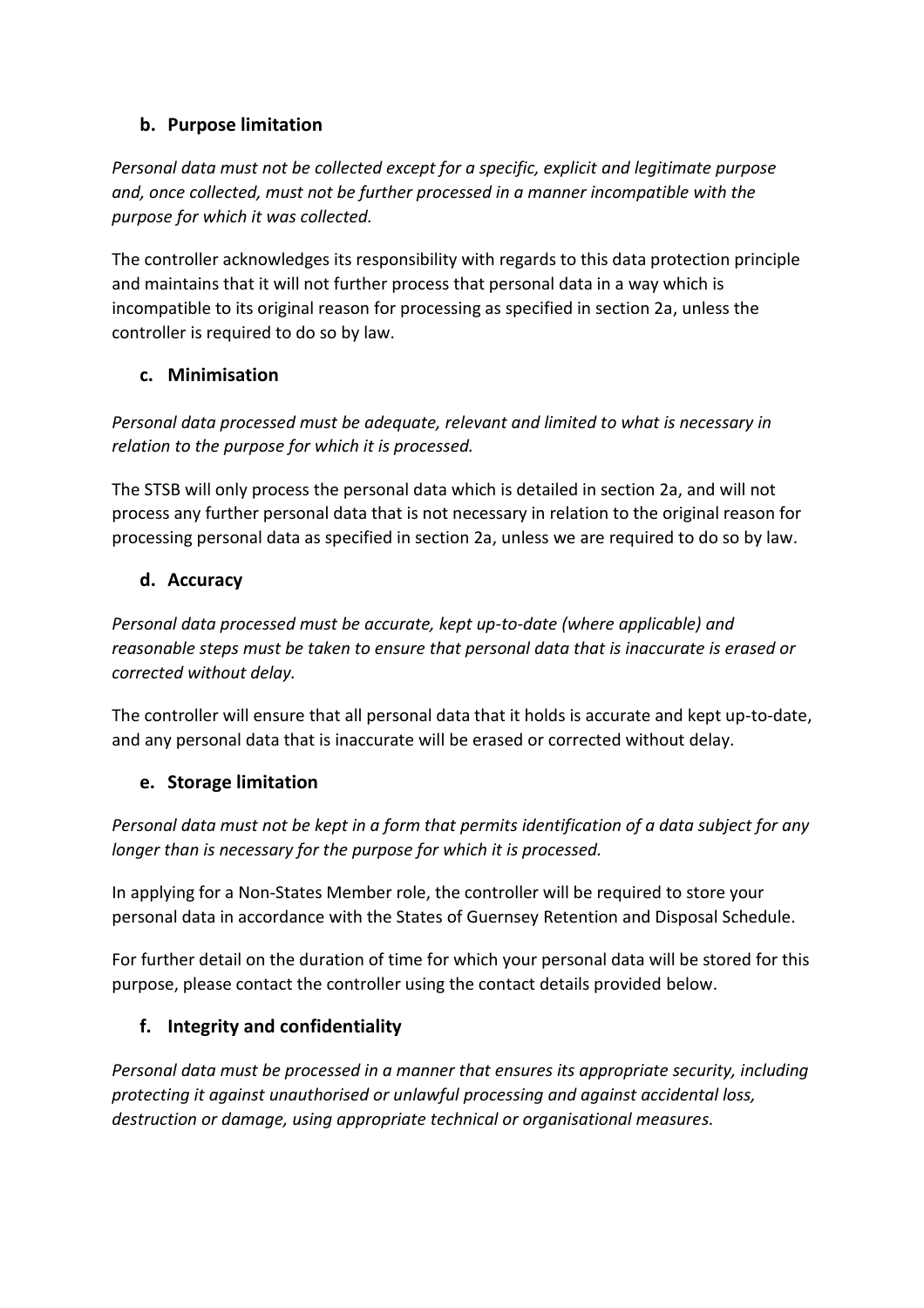### b. Purpose limitation

*Personal data must not be collected except for a specific, explicit and legitimate purpose and, once collected, must not be further processed in a manner incompatible with the purpose for which it was collected.*

The controller acknowledges its responsibility with regards to this data protection principle and maintains that it will not further process that personal data in a way which is incompatible to its original reason for processing as specified in section 2a, unless the controller is required to do so by law.

### c. Minimisation

*Personal data processed must be adequate, relevant and limited to what is necessary in relation to the purpose for which it is processed.*

The STSB will only process the personal data which is detailed in section 2a, and will not process any further personal data that is not necessary in relation to the original reason for processing personal data as specified in section 2a, unless we are required to do so by law.

### d. Accuracy

*Personal data processed must be accurate, kept up-to-date (where applicable) and reasonable steps must be taken to ensure that personal data that is inaccurate is erased or corrected without delay.*

The controller will ensure that all personal data that it holds is accurate and kept up-to-date, and any personal data that is inaccurate will be erased or corrected without delay.

### e. Storage limitation

*Personal data must not be kept in a form that permits identification of a data subject for any longer than is necessary for the purpose for which it is processed.*

In applying for a Non-States Member role, the controller will be required to store your personal data in accordance with the States of Guernsey Retention and Disposal Schedule.

For further detail on the duration of time for which your personal data will be stored for this purpose, please contact the controller using the contact details provided below.

### f. Integrity and confidentiality

*Personal data must be processed in a manner that ensures its appropriate security, including protecting it against unauthorised or unlawful processing and against accidental loss, destruction or damage, using appropriate technical or organisational measures.*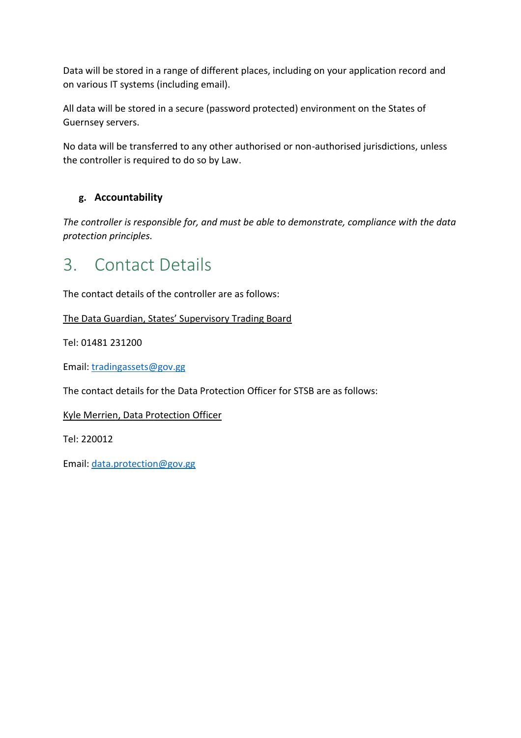Data will be stored in a range of different places, including on your application record and on various IT systems (including email).

All data will be stored in a secure (password protected) environment on the States of Guernsey servers.

No data will be transferred to any other authorised or non-authorised jurisdictions, unless the controller is required to do so by Law.

### g. Accountability

*The controller is responsible for, and must be able to demonstrate, compliance with the data protection principles.*

## 3. Contact Details

The contact details of the controller are as follows:

<u>The Data Guardian, States' Supervisory Trading Board</u>

Tel: 01481 231200

Email: tradingassets@gov.gg

The contact details for the Data Protection Officer for STSB are as follows:

<u>Kyle Merrien, Data Protection Officer</u>

Tel: 220012

Email: data.protection@gov.gg